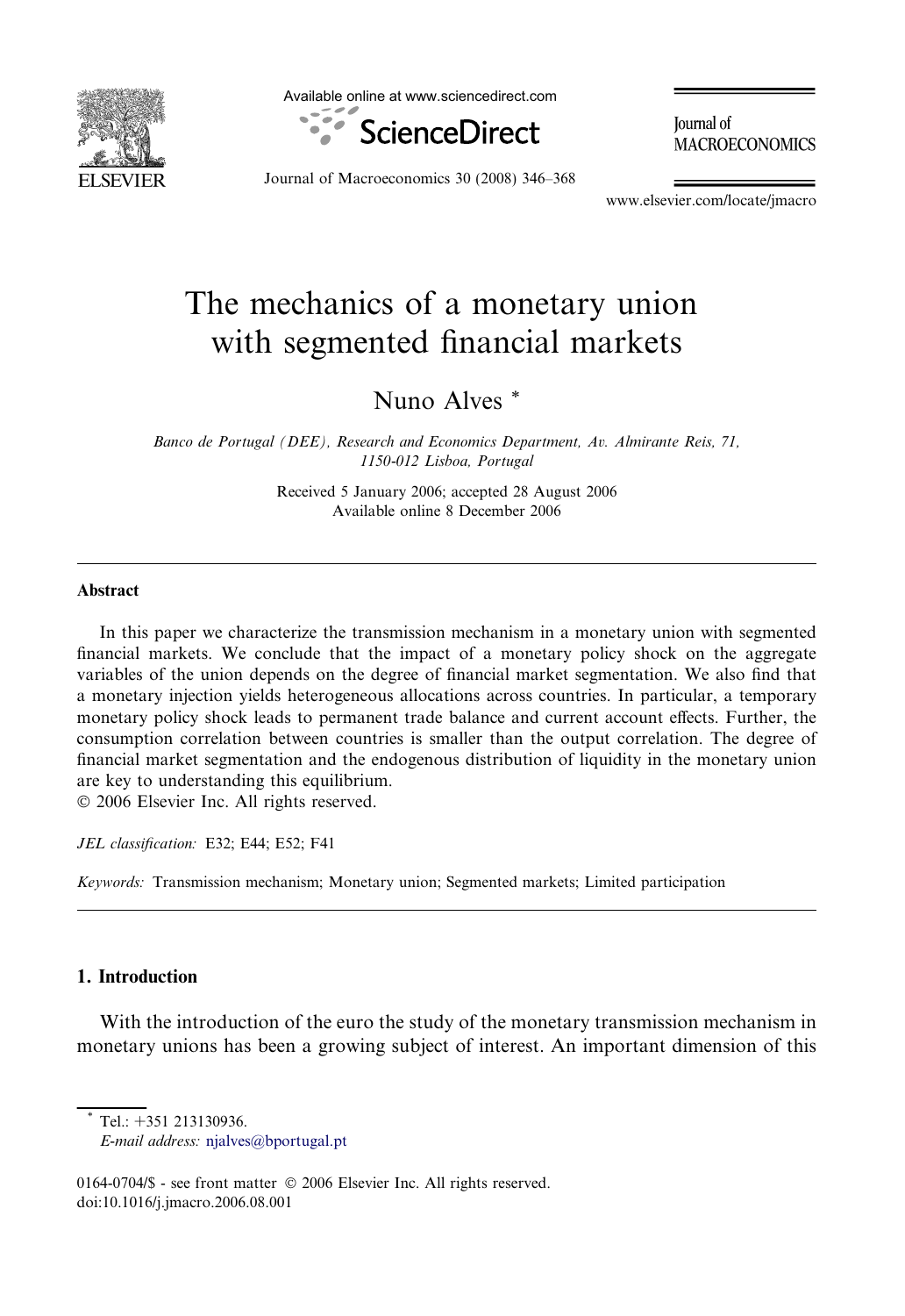# The mechanics of a monetary union with segmented financial markets

Nuno Alves *

*Banco de Portugal (DEE), Research and Economics Department, Av. Almirante Reis, 71, 1150-012 Lisboa, Portugal*

Received 5 January 2006; accepted 28 August 2006
Available online 8 December 2006

## Abstract

In this paper we characterize the transmission mechanism in a monetary union with segmented financial markets. We conclude that the impact of a monetary policy shock on the aggregate variables of the union depends on the degree of financial market segmentation. We also find that a monetary injection yields heterogeneous allocations across countries. In particular, a temporary monetary policy shock leads to permanent trade balance and current account effects. Further, the consumption correlation between countries is smaller than the output correlation. The degree of financial market segmentation and the endogenous distribution of liquidity in the monetary union are key to understanding this equilibrium.
© 2006 Elsevier Inc. All rights reserved.

*JEL classification:* E32; E44; E52; F41

*Keywords:* Transmission mechanism; Monetary union; Segmented markets; Limited participation

## 1. Introduction

With the introduction of the euro the study of the monetary transmission mechanism in monetary unions has been a growing subject of interest. An important dimension of this

---

* Tel.: +351 213130936.
*E-mail address:* njalves@bportugal.pt

0164-0704/$ - see front matter © 2006 Elsevier Inc. All rights reserved.
doi:10.1016/j.jmacro.2006.08.001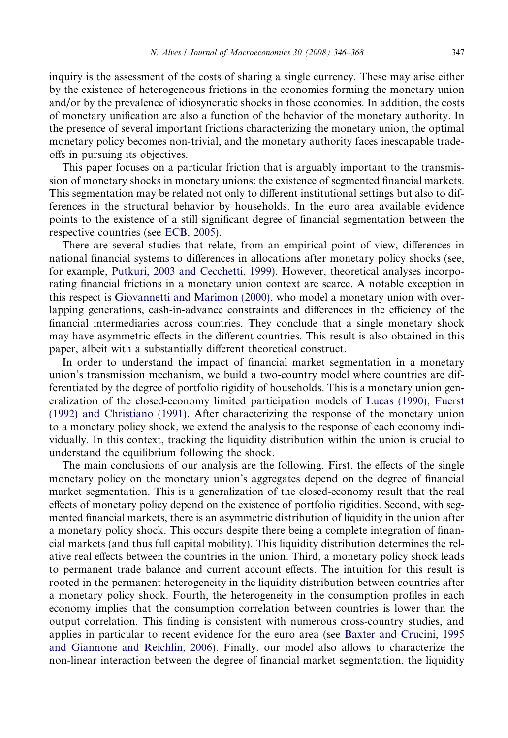inquiry is the assessment of the costs of sharing a single currency. These may arise either by the existence of heterogeneous frictions in the economies forming the monetary union and/or by the prevalence of idiosyncratic shocks in those economies. In addition, the costs of monetary unification are also a function of the behavior of the monetary authority. In the presence of several important frictions characterizing the monetary union, the optimal monetary policy becomes non-trivial, and the monetary authority faces inescapable trade-offs in pursuing its objectives.

This paper focuses on a particular friction that is arguably important to the transmission of monetary shocks in monetary unions: the existence of segmented financial markets. This segmentation may be related not only to different institutional settings but also to differences in the structural behavior by households. In the euro area available evidence points to the existence of a still significant degree of financial segmentation between the respective countries (see ECB, 2005).

There are several studies that relate, from an empirical point of view, differences in national financial systems to differences in allocations after monetary policy shocks (see, for example, Putkuri, 2003 and Cecchetti, 1999). However, theoretical analyses incorporating financial frictions in a monetary union context are scarce. A notable exception in this respect is Giovannetti and Marimon (2000), who model a monetary union with overlapping generations, cash-in-advance constraints and differences in the efficiency of the financial intermediaries across countries. They conclude that a single monetary shock may have asymmetric effects in the different countries. This result is also obtained in this paper, albeit with a substantially different theoretical construct.

In order to understand the impact of financial market segmentation in a monetary union's transmission mechanism, we build a two-country model where countries are differentiated by the degree of portfolio rigidity of households. This is a monetary union generalization of the closed-economy limited participation models of Lucas (1990), Fuerst (1992) and Christiano (1991). After characterizing the response of the monetary union to a monetary policy shock, we extend the analysis to the response of each economy individually. In this context, tracking the liquidity distribution within the union is crucial to understand the equilibrium following the shock.

The main conclusions of our analysis are the following. First, the effects of the single monetary policy on the monetary union's aggregates depend on the degree of financial market segmentation. This is a generalization of the closed-economy result that the real effects of monetary policy depend on the existence of portfolio rigidities. Second, with segmented financial markets, there is an asymmetric distribution of liquidity in the union after a monetary policy shock. This occurs despite there being a complete integration of financial markets (and thus full capital mobility). This liquidity distribution determines the relative real effects between the countries in the union. Third, a monetary policy shock leads to permanent trade balance and current account effects. The intuition for this result is rooted in the permanent heterogeneity in the liquidity distribution between countries after a monetary policy shock. Fourth, the heterogeneity in the consumption profiles in each economy implies that the consumption correlation between countries is lower than the output correlation. This finding is consistent with numerous cross-country studies, and applies in particular to recent evidence for the euro area (see Baxter and Crucini, 1995 and Giannone and Reichlin, 2006). Finally, our model also allows to characterize the non-linear interaction between the degree of financial market segmentation, the liquidity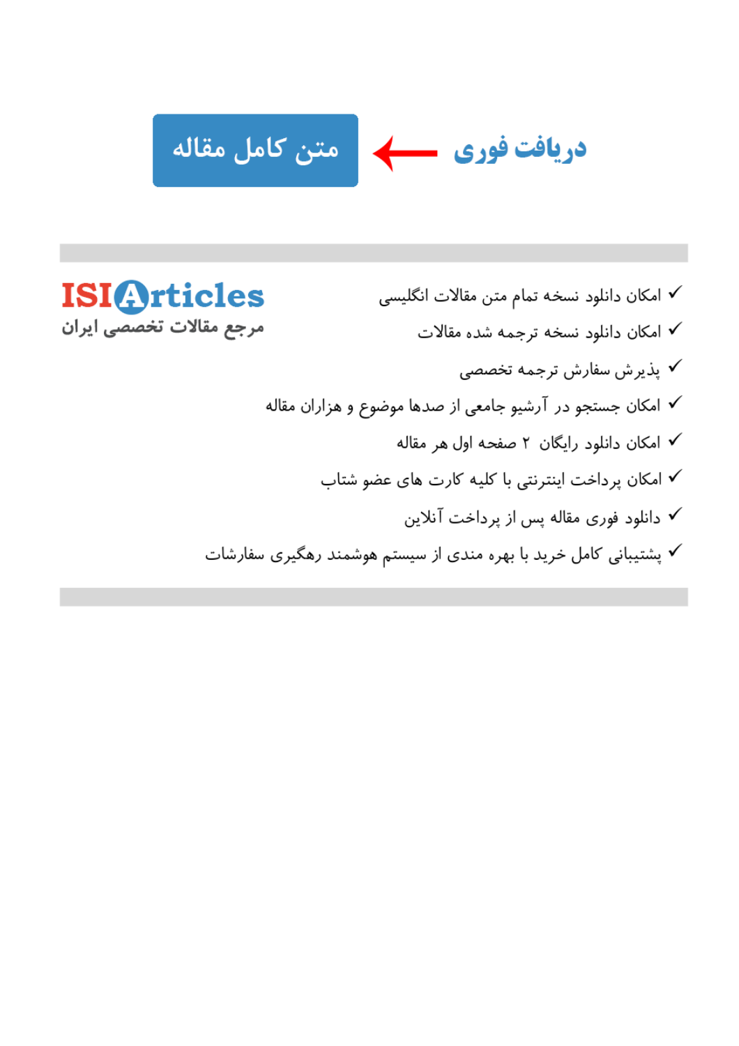دریافت فوری ← متن کامل مقاله

**ISIArticles**
مرجع مقالات تخصصی ایران

- ✓ امکان دانلود نسخه تمام متن مقالات انگلیسی
- ✓ امکان دانلود نسخه ترجمه شده مقالات
- ✓ پذیرش سفارش ترجمه تخصصی
- ✓ امکان جستجو در آرشیو جامعی از صدها موضوع و هزاران مقاله
- ✓ امکان دانلود رایگان ۲ صفحه اول هر مقاله
- ✓ امکان پرداخت اینترنتی با کلیه کارت های عضو شتاب
- ✓ دانلود فوری مقاله پس از پرداخت آنلاین
- ✓ پشتیبانی کامل خرید با بهره مندی از سیستم هوشمند رهگیری سفارشات